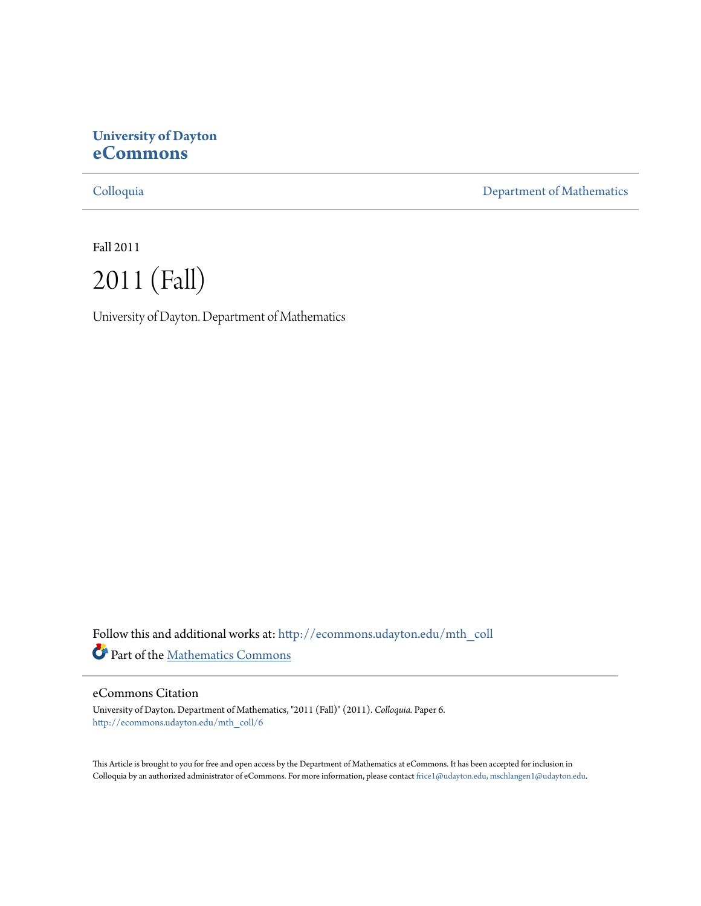**University of Dayton**
**eCommons**

Colloquia | Department of Mathematics

Fall 2011

# 2011 (Fall)

University of Dayton. Department of Mathematics

Follow this and additional works at: http://ecommons.udayton.edu/mth_coll

Part of the Mathematics Commons

## eCommons Citation

University of Dayton. Department of Mathematics, "2011 (Fall)" (2011). *Colloquia.* Paper 6.
http://ecommons.udayton.edu/mth_coll/6

This Article is brought to you for free and open access by the Department of Mathematics at eCommons. It has been accepted for inclusion in Colloquia by an authorized administrator of eCommons. For more information, please contact frice1@udayton.edu, mschlangen1@udayton.edu.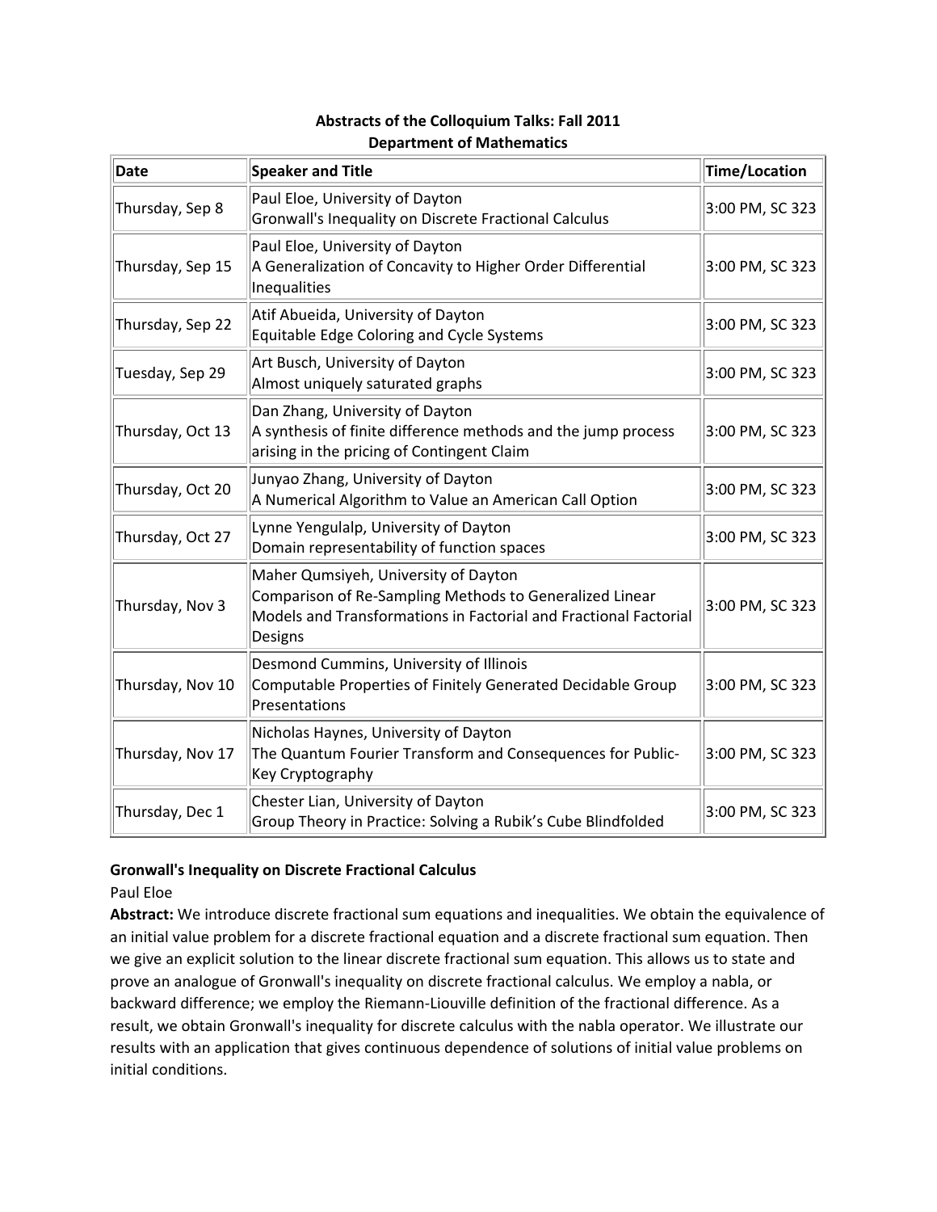**Abstracts of the Colloquium Talks: Fall 2011**
**Department of Mathematics**

| Date | Speaker and Title | Time/Location |
|---|---|---|
| Thursday, Sep 8 | Paul Eloe, University of Dayton<br>Gronwall's Inequality on Discrete Fractional Calculus | 3:00 PM, SC 323 |
| Thursday, Sep 15 | Paul Eloe, University of Dayton<br>A Generalization of Concavity to Higher Order Differential Inequalities | 3:00 PM, SC 323 |
| Thursday, Sep 22 | Atif Abueida, University of Dayton<br>Equitable Edge Coloring and Cycle Systems | 3:00 PM, SC 323 |
| Tuesday, Sep 29 | Art Busch, University of Dayton<br>Almost uniquely saturated graphs | 3:00 PM, SC 323 |
| Thursday, Oct 13 | Dan Zhang, University of Dayton<br>A synthesis of finite difference methods and the jump process arising in the pricing of Contingent Claim | 3:00 PM, SC 323 |
| Thursday, Oct 20 | Junyao Zhang, University of Dayton<br>A Numerical Algorithm to Value an American Call Option | 3:00 PM, SC 323 |
| Thursday, Oct 27 | Lynne Yengulalp, University of Dayton<br>Domain representability of function spaces | 3:00 PM, SC 323 |
| Thursday, Nov 3 | Maher Qumsiyeh, University of Dayton<br>Comparison of Re-Sampling Methods to Generalized Linear Models and Transformations in Factorial and Fractional Factorial Designs | 3:00 PM, SC 323 |
| Thursday, Nov 10 | Desmond Cummins, University of Illinois<br>Computable Properties of Finitely Generated Decidable Group Presentations | 3:00 PM, SC 323 |
| Thursday, Nov 17 | Nicholas Haynes, University of Dayton<br>The Quantum Fourier Transform and Consequences for Public-Key Cryptography | 3:00 PM, SC 323 |
| Thursday, Dec 1 | Chester Lian, University of Dayton<br>Group Theory in Practice: Solving a Rubik's Cube Blindfolded | 3:00 PM, SC 323 |

**Gronwall's Inequality on Discrete Fractional Calculus**

Paul Eloe

**Abstract:** We introduce discrete fractional sum equations and inequalities. We obtain the equivalence of an initial value problem for a discrete fractional equation and a discrete fractional sum equation. Then we give an explicit solution to the linear discrete fractional sum equation. This allows us to state and prove an analogue of Gronwall's inequality on discrete fractional calculus. We employ a nabla, or backward difference; we employ the Riemann-Liouville definition of the fractional difference. As a result, we obtain Gronwall's inequality for discrete calculus with the nabla operator. We illustrate our results with an application that gives continuous dependence of solutions of initial value problems on initial conditions.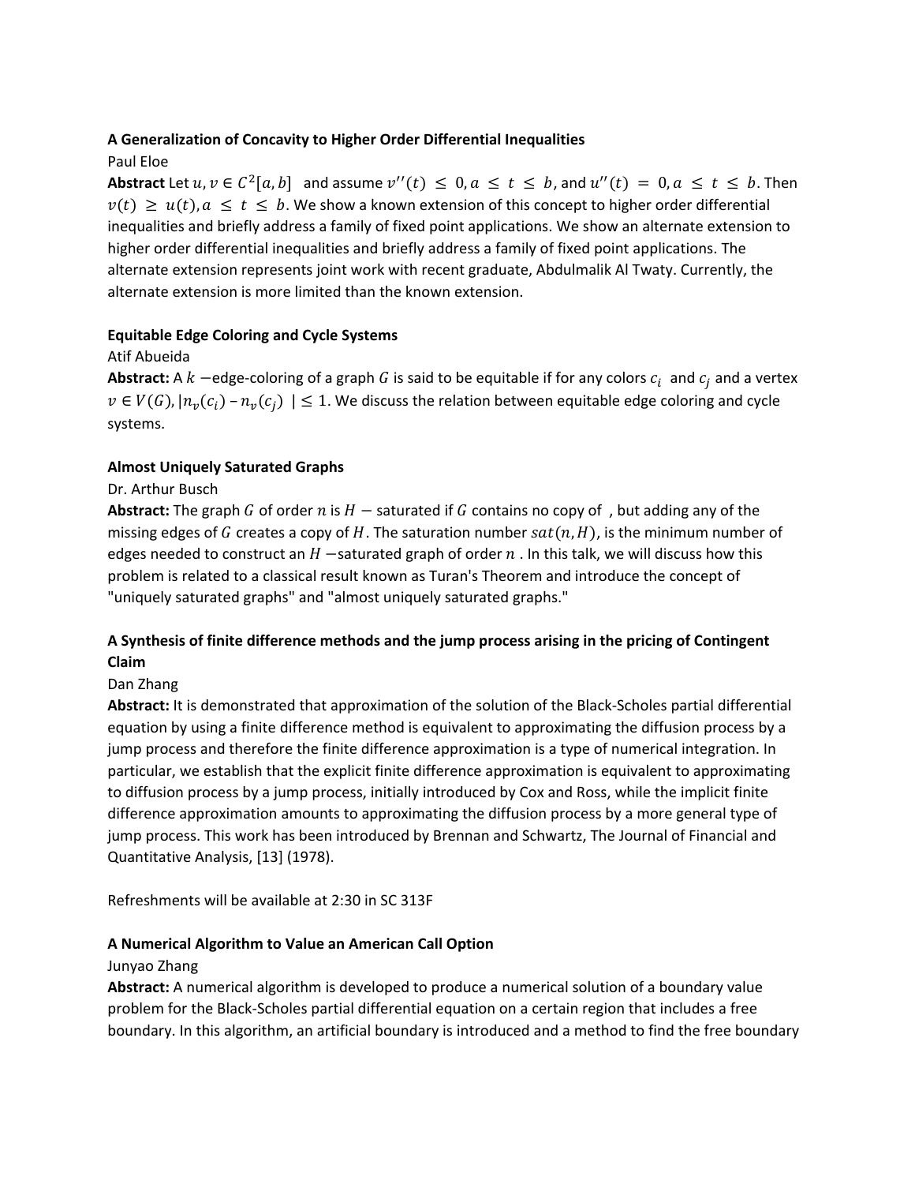**A Generalization of Concavity to Higher Order Differential Inequalities**

Paul Eloe

**Abstract** Let $u, v \in C^2[a,b]$ and assume $v''(t) \leq 0, a \leq t \leq b$, and $u''(t) = 0, a \leq t \leq b$. Then $v(t) \geq u(t), a \leq t \leq b$. We show a known extension of this concept to higher order differential inequalities and briefly address a family of fixed point applications. We show an alternate extension to higher order differential inequalities and briefly address a family of fixed point applications. The alternate extension represents joint work with recent graduate, Abdulmalik Al Twaty. Currently, the alternate extension is more limited than the known extension.

**Equitable Edge Coloring and Cycle Systems**

Atif Abueida

**Abstract:** A $k$ −edge-coloring of a graph $G$ is said to be equitable if for any colors $c_i$ and $c_j$ and a vertex $v \in V(G), |n_v(c_i) - n_v(c_j)| \leq 1$. We discuss the relation between equitable edge coloring and cycle systems.

**Almost Uniquely Saturated Graphs**

Dr. Arthur Busch

**Abstract:** The graph $G$ of order $n$ is $H-$saturated if $G$ contains no copy of , but adding any of the missing edges of $G$ creates a copy of $H$. The saturation number $sat(n, H)$, is the minimum number of edges needed to construct an $H-$saturated graph of order $n$ . In this talk, we will discuss how this problem is related to a classical result known as Turan's Theorem and introduce the concept of "uniquely saturated graphs" and "almost uniquely saturated graphs."

**A Synthesis of finite difference methods and the jump process arising in the pricing of Contingent Claim**

Dan Zhang

**Abstract:** It is demonstrated that approximation of the solution of the Black-Scholes partial differential equation by using a finite difference method is equivalent to approximating the diffusion process by a jump process and therefore the finite difference approximation is a type of numerical integration. In particular, we establish that the explicit finite difference approximation is equivalent to approximating to diffusion process by a jump process, initially introduced by Cox and Ross, while the implicit finite difference approximation amounts to approximating the diffusion process by a more general type of jump process. This work has been introduced by Brennan and Schwartz, The Journal of Financial and Quantitative Analysis, [13] (1978).

Refreshments will be available at 2:30 in SC 313F

**A Numerical Algorithm to Value an American Call Option**

Junyao Zhang

**Abstract:** A numerical algorithm is developed to produce a numerical solution of a boundary value problem for the Black-Scholes partial differential equation on a certain region that includes a free boundary. In this algorithm, an artificial boundary is introduced and a method to find the free boundary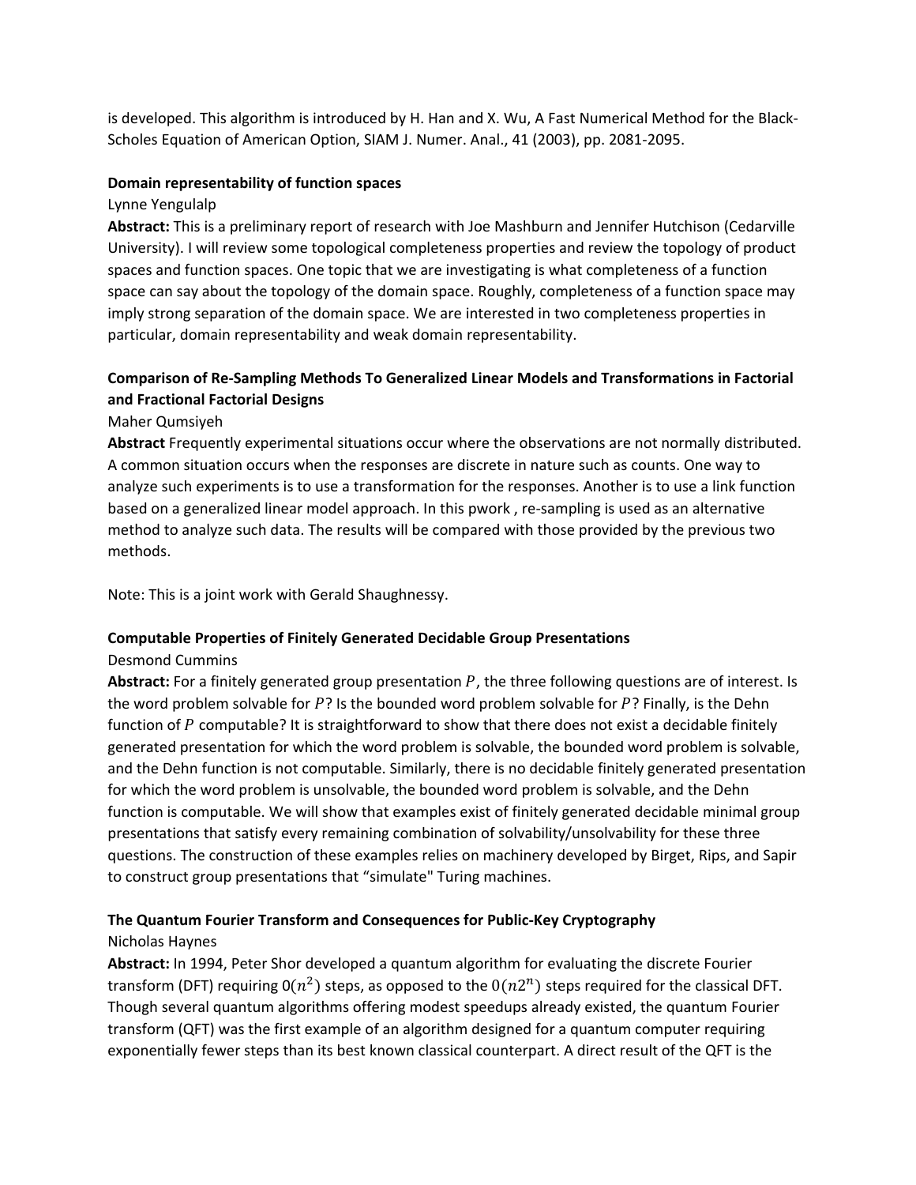is developed. This algorithm is introduced by H. Han and X. Wu, A Fast Numerical Method for the Black-Scholes Equation of American Option, SIAM J. Numer. Anal., 41 (2003), pp. 2081-2095.

**Domain representability of function spaces**

Lynne Yengulalp

**Abstract:** This is a preliminary report of research with Joe Mashburn and Jennifer Hutchison (Cedarville University). I will review some topological completeness properties and review the topology of product spaces and function spaces. One topic that we are investigating is what completeness of a function space can say about the topology of the domain space. Roughly, completeness of a function space may imply strong separation of the domain space. We are interested in two completeness properties in particular, domain representability and weak domain representability.

**Comparison of Re-Sampling Methods To Generalized Linear Models and Transformations in Factorial and Fractional Factorial Designs**

Maher Qumsiyeh

**Abstract** Frequently experimental situations occur where the observations are not normally distributed. A common situation occurs when the responses are discrete in nature such as counts. One way to analyze such experiments is to use a transformation for the responses. Another is to use a link function based on a generalized linear model approach. In this pwork , re-sampling is used as an alternative method to analyze such data. The results will be compared with those provided by the previous two methods.

Note: This is a joint work with Gerald Shaughnessy.

**Computable Properties of Finitely Generated Decidable Group Presentations**

Desmond Cummins

**Abstract:** For a finitely generated group presentation $P$, the three following questions are of interest. Is the word problem solvable for $P$? Is the bounded word problem solvable for $P$? Finally, is the Dehn function of $P$ computable? It is straightforward to show that there does not exist a decidable finitely generated presentation for which the word problem is solvable, the bounded word problem is solvable, and the Dehn function is not computable. Similarly, there is no decidable finitely generated presentation for which the word problem is unsolvable, the bounded word problem is solvable, and the Dehn function is computable. We will show that examples exist of finitely generated decidable minimal group presentations that satisfy every remaining combination of solvability/unsolvability for these three questions. The construction of these examples relies on machinery developed by Birget, Rips, and Sapir to construct group presentations that "simulate" Turing machines.

**The Quantum Fourier Transform and Consequences for Public-Key Cryptography**

Nicholas Haynes

**Abstract:** In 1994, Peter Shor developed a quantum algorithm for evaluating the discrete Fourier transform (DFT) requiring $0(n^2)$ steps, as opposed to the $0(n2^n)$ steps required for the classical DFT. Though several quantum algorithms offering modest speedups already existed, the quantum Fourier transform (QFT) was the first example of an algorithm designed for a quantum computer requiring exponentially fewer steps than its best known classical counterpart. A direct result of the QFT is the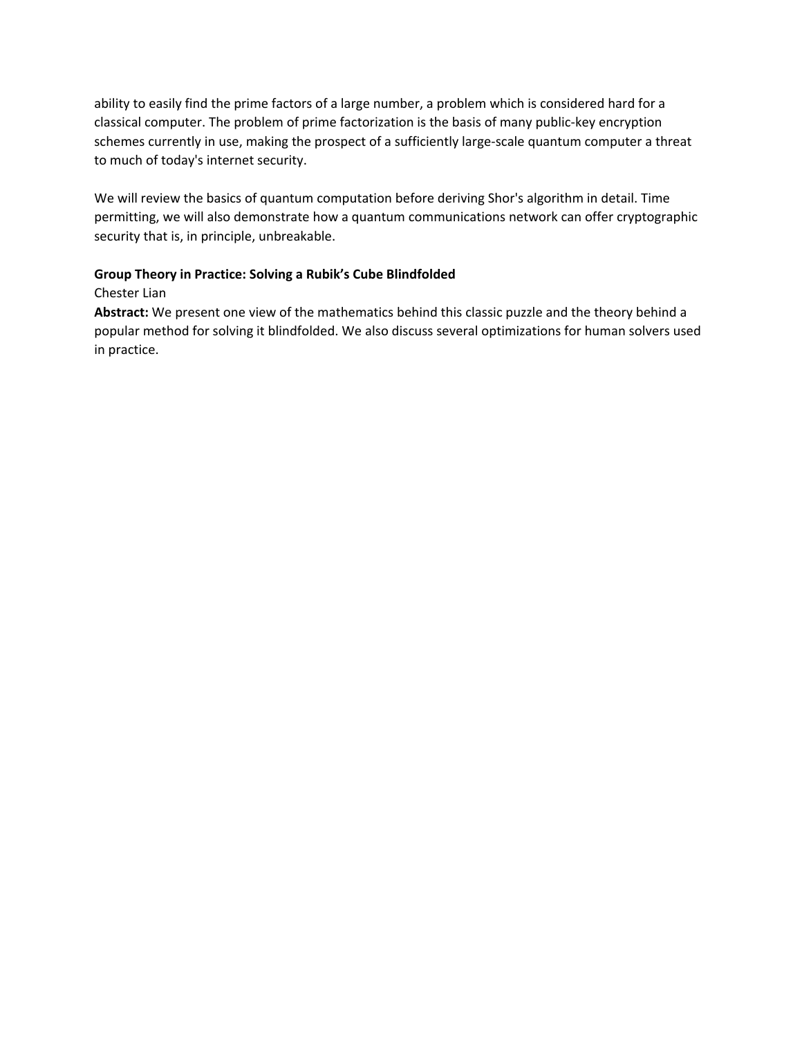ability to easily find the prime factors of a large number, a problem which is considered hard for a classical computer. The problem of prime factorization is the basis of many public-key encryption schemes currently in use, making the prospect of a sufficiently large-scale quantum computer a threat to much of today's internet security.

We will review the basics of quantum computation before deriving Shor's algorithm in detail. Time permitting, we will also demonstrate how a quantum communications network can offer cryptographic security that is, in principle, unbreakable.

**Group Theory in Practice: Solving a Rubik's Cube Blindfolded**

Chester Lian

**Abstract:** We present one view of the mathematics behind this classic puzzle and the theory behind a popular method for solving it blindfolded. We also discuss several optimizations for human solvers used in practice.